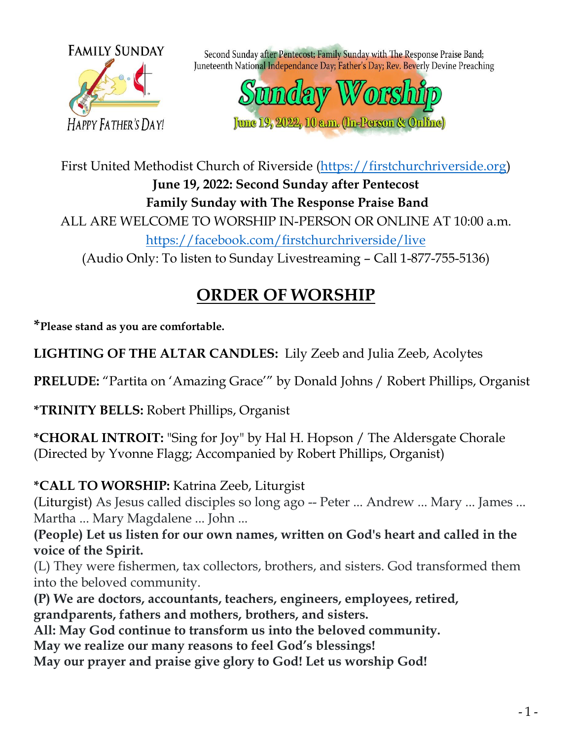FAMILY SUNDAY

HAPPY FATHER'S DAY!

Second Sunday after Pentecost; Family Sunday with The Response Praise Band; Juneteenth National Independance Day; Father's Day; Rev. Beverly Devine Preaching

# Sunday Worship

June 19, 2022, 10 a.m. (In-Person & Online)

First United Methodist Church of Riverside (https://firstchurchriverside.org)

**June 19, 2022: Second Sunday after Pentecost**

**Family Sunday with The Response Praise Band**

ALL ARE WELCOME TO WORSHIP IN-PERSON OR ONLINE AT 10:00 a.m.

https://facebook.com/firstchurchriverside/live

(Audio Only: To listen to Sunday Livestreaming – Call 1-877-755-5136)

## ORDER OF WORSHIP

***Please stand as you are comfortable.**

**LIGHTING OF THE ALTAR CANDLES:** Lily Zeeb and Julia Zeeb, Acolytes

**PRELUDE:** "Partita on 'Amazing Grace'" by Donald Johns / Robert Phillips, Organist

***TRINITY BELLS:** Robert Phillips, Organist

***CHORAL INTROIT:** "Sing for Joy" by Hal H. Hopson / The Aldersgate Chorale (Directed by Yvonne Flagg; Accompanied by Robert Phillips, Organist)

***CALL TO WORSHIP:** Katrina Zeeb, Liturgist

(Liturgist) As Jesus called disciples so long ago -- Peter ... Andrew ... Mary ... James ... Martha ... Mary Magdalene ... John ...

**(People) Let us listen for our own names, written on God's heart and called in the voice of the Spirit.**

(L) They were fishermen, tax collectors, brothers, and sisters. God transformed them into the beloved community.

**(P) We are doctors, accountants, teachers, engineers, employees, retired, grandparents, fathers and mothers, brothers, and sisters.**

**All: May God continue to transform us into the beloved community.**
**May we realize our many reasons to feel God's blessings!**
**May our prayer and praise give glory to God! Let us worship God!**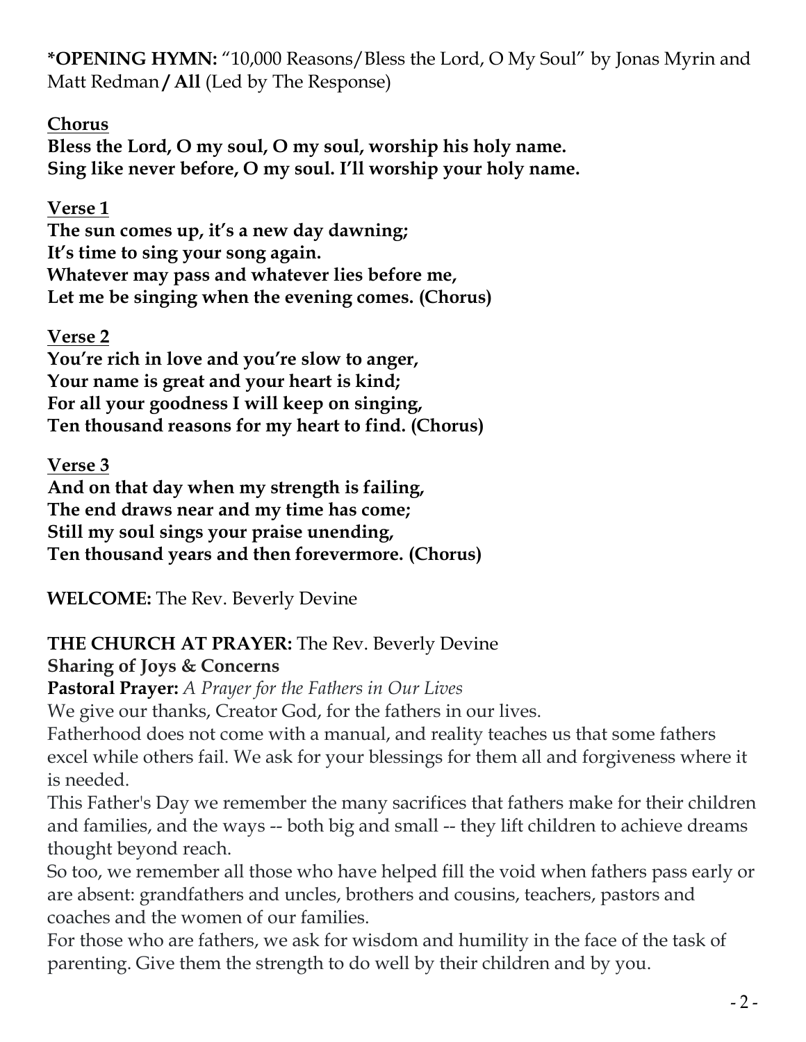**\*OPENING HYMN:** "10,000 Reasons/Bless the Lord, O My Soul" by Jonas Myrin and Matt Redman **/ All** (Led by The Response)

**Chorus**

**Bless the Lord, O my soul, O my soul, worship his holy name.**
**Sing like never before, O my soul. I'll worship your holy name.**

**Verse 1**

**The sun comes up, it's a new day dawning;**
**It's time to sing your song again.**
**Whatever may pass and whatever lies before me,**
**Let me be singing when the evening comes. (Chorus)**

**Verse 2**

**You're rich in love and you're slow to anger,**
**Your name is great and your heart is kind;**
**For all your goodness I will keep on singing,**
**Ten thousand reasons for my heart to find. (Chorus)**

**Verse 3**

**And on that day when my strength is failing,**
**The end draws near and my time has come;**
**Still my soul sings your praise unending,**
**Ten thousand years and then forevermore. (Chorus)**

**WELCOME:** The Rev. Beverly Devine

**THE CHURCH AT PRAYER:** The Rev. Beverly Devine

**Sharing of Joys & Concerns**

**Pastoral Prayer:** *A Prayer for the Fathers in Our Lives*

We give our thanks, Creator God, for the fathers in our lives.

Fatherhood does not come with a manual, and reality teaches us that some fathers excel while others fail. We ask for your blessings for them all and forgiveness where it is needed.

This Father's Day we remember the many sacrifices that fathers make for their children and families, and the ways -- both big and small -- they lift children to achieve dreams thought beyond reach.

So too, we remember all those who have helped fill the void when fathers pass early or are absent: grandfathers and uncles, brothers and cousins, teachers, pastors and coaches and the women of our families.

For those who are fathers, we ask for wisdom and humility in the face of the task of parenting. Give them the strength to do well by their children and by you.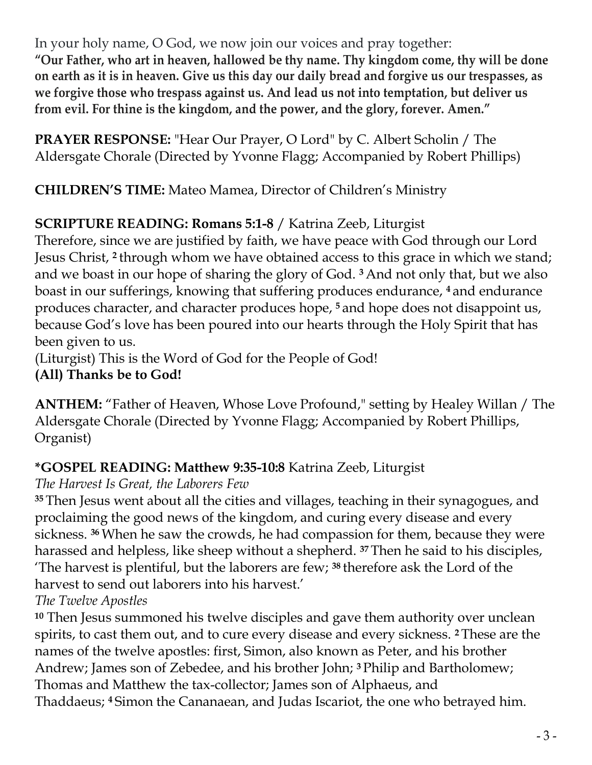In your holy name, O God, we now join our voices and pray together:

**"Our Father, who art in heaven, hallowed be thy name. Thy kingdom come, thy will be done on earth as it is in heaven. Give us this day our daily bread and forgive us our trespasses, as we forgive those who trespass against us. And lead us not into temptation, but deliver us from evil. For thine is the kingdom, and the power, and the glory, forever. Amen."**

**PRAYER RESPONSE:** "Hear Our Prayer, O Lord" by C. Albert Scholin / The Aldersgate Chorale (Directed by Yvonne Flagg; Accompanied by Robert Phillips)

**CHILDREN'S TIME:** Mateo Mamea, Director of Children's Ministry

**SCRIPTURE READING: Romans 5:1-8** / Katrina Zeeb, Liturgist

Therefore, since we are justified by faith, we have peace with God through our Lord Jesus Christ, [2] through whom we have obtained access to this grace in which we stand; and we boast in our hope of sharing the glory of God. [3] And not only that, but we also boast in our sufferings, knowing that suffering produces endurance, [4] and endurance produces character, and character produces hope, [5] and hope does not disappoint us, because God's love has been poured into our hearts through the Holy Spirit that has been given to us.

(Liturgist) This is the Word of God for the People of God!

**(All) Thanks be to God!**

**ANTHEM:** "Father of Heaven, Whose Love Profound," setting by Healey Willan / The Aldersgate Chorale (Directed by Yvonne Flagg; Accompanied by Robert Phillips, Organist)

**\*GOSPEL READING: Matthew 9:35-10:8** Katrina Zeeb, Liturgist

*The Harvest Is Great, the Laborers Few*

[35] Then Jesus went about all the cities and villages, teaching in their synagogues, and proclaiming the good news of the kingdom, and curing every disease and every sickness. [36] When he saw the crowds, he had compassion for them, because they were harassed and helpless, like sheep without a shepherd. [37] Then he said to his disciples, 'The harvest is plentiful, but the laborers are few; [38] therefore ask the Lord of the harvest to send out laborers into his harvest.'

*The Twelve Apostles*

[10] Then Jesus summoned his twelve disciples and gave them authority over unclean spirits, to cast them out, and to cure every disease and every sickness. [2] These are the names of the twelve apostles: first, Simon, also known as Peter, and his brother Andrew; James son of Zebedee, and his brother John; [3] Philip and Bartholomew; Thomas and Matthew the tax-collector; James son of Alphaeus, and Thaddaeus; [4] Simon the Cananaean, and Judas Iscariot, the one who betrayed him.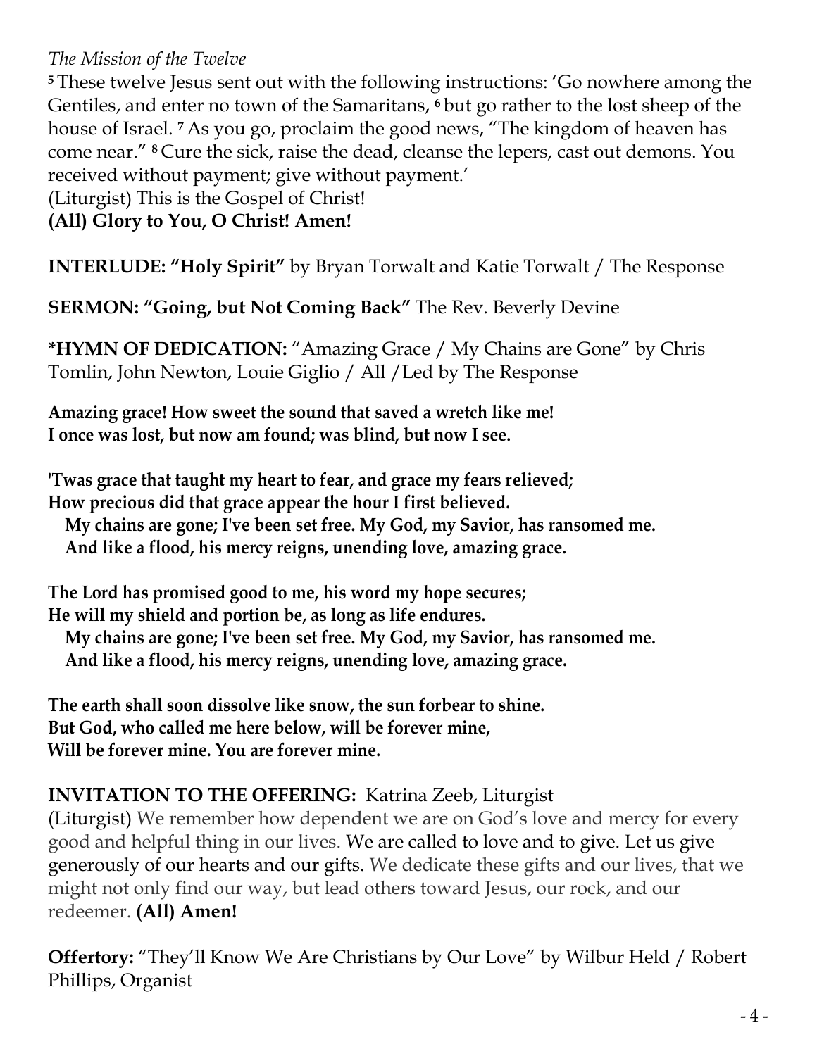*The Mission of the Twelve*

[5] These twelve Jesus sent out with the following instructions: 'Go nowhere among the Gentiles, and enter no town of the Samaritans, [6] but go rather to the lost sheep of the house of Israel. [7] As you go, proclaim the good news, "The kingdom of heaven has come near." [8] Cure the sick, raise the dead, cleanse the lepers, cast out demons. You received without payment; give without payment.'

(Liturgist) This is the Gospel of Christ!

**(All) Glory to You, O Christ! Amen!**

**INTERLUDE: "Holy Spirit"** by Bryan Torwalt and Katie Torwalt / The Response

**SERMON: "Going, but Not Coming Back"** The Rev. Beverly Devine

**\*HYMN OF DEDICATION:** "Amazing Grace / My Chains are Gone" by Chris Tomlin, John Newton, Louie Giglio / All /Led by The Response

**Amazing grace! How sweet the sound that saved a wretch like me!**
**I once was lost, but now am found; was blind, but now I see.**

**'Twas grace that taught my heart to fear, and grace my fears relieved;**
**How precious did that grace appear the hour I first believed.**
**My chains are gone; I've been set free. My God, my Savior, has ransomed me.**
**And like a flood, his mercy reigns, unending love, amazing grace.**

**The Lord has promised good to me, his word my hope secures;**
**He will my shield and portion be, as long as life endures.**
**My chains are gone; I've been set free. My God, my Savior, has ransomed me.**
**And like a flood, his mercy reigns, unending love, amazing grace.**

**The earth shall soon dissolve like snow, the sun forbear to shine.**
**But God, who called me here below, will be forever mine,**
**Will be forever mine. You are forever mine.**

**INVITATION TO THE OFFERING:** Katrina Zeeb, Liturgist

(Liturgist) We remember how dependent we are on God's love and mercy for every good and helpful thing in our lives. We are called to love and to give. Let us give generously of our hearts and our gifts. We dedicate these gifts and our lives, that we might not only find our way, but lead others toward Jesus, our rock, and our redeemer. **(All) Amen!**

**Offertory:** "They'll Know We Are Christians by Our Love" by Wilbur Held / Robert Phillips, Organist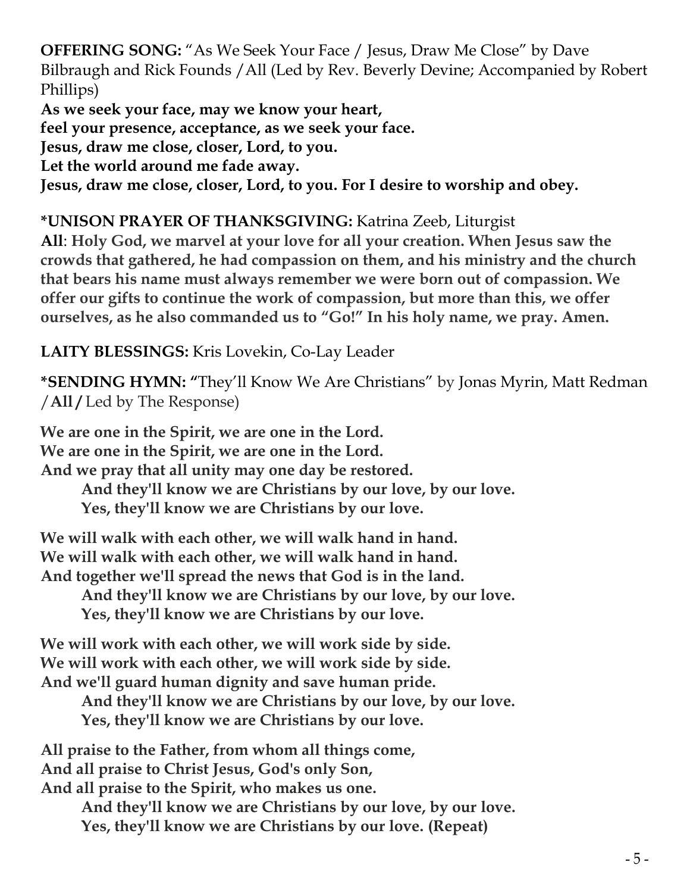**OFFERING SONG:** "As We Seek Your Face / Jesus, Draw Me Close" by Dave Bilbraugh and Rick Founds /All (Led by Rev. Beverly Devine; Accompanied by Robert Phillips)

**As we seek your face, may we know your heart,**
**feel your presence, acceptance, as we seek your face.**
**Jesus, draw me close, closer, Lord, to you.**
**Let the world around me fade away.**
**Jesus, draw me close, closer, Lord, to you. For I desire to worship and obey.**

**\*UNISON PRAYER OF THANKSGIVING:** Katrina Zeeb, Liturgist

**All**: **Holy God, we marvel at your love for all your creation. When Jesus saw the crowds that gathered, he had compassion on them, and his ministry and the church that bears his name must always remember we were born out of compassion. We offer our gifts to continue the work of compassion, but more than this, we offer ourselves, as he also commanded us to "Go!" In his holy name, we pray. Amen.**

**LAITY BLESSINGS:** Kris Lovekin, Co-Lay Leader

**\*SENDING HYMN: "**They'll Know We Are Christians" by Jonas Myrin, Matt Redman /**All /** Led by The Response)

**We are one in the Spirit, we are one in the Lord.**
**We are one in the Spirit, we are one in the Lord.**
**And we pray that all unity may one day be restored.**
**And they'll know we are Christians by our love, by our love.**
**Yes, they'll know we are Christians by our love.**

**We will walk with each other, we will walk hand in hand.**
**We will walk with each other, we will walk hand in hand.**
**And together we'll spread the news that God is in the land.**
**And they'll know we are Christians by our love, by our love.**
**Yes, they'll know we are Christians by our love.**

**We will work with each other, we will work side by side.**
**We will work with each other, we will work side by side.**
**And we'll guard human dignity and save human pride.**
**And they'll know we are Christians by our love, by our love.**
**Yes, they'll know we are Christians by our love.**

**All praise to the Father, from whom all things come,**
**And all praise to Christ Jesus, God's only Son,**
**And all praise to the Spirit, who makes us one.**
**And they'll know we are Christians by our love, by our love.**
**Yes, they'll know we are Christians by our love. (Repeat)**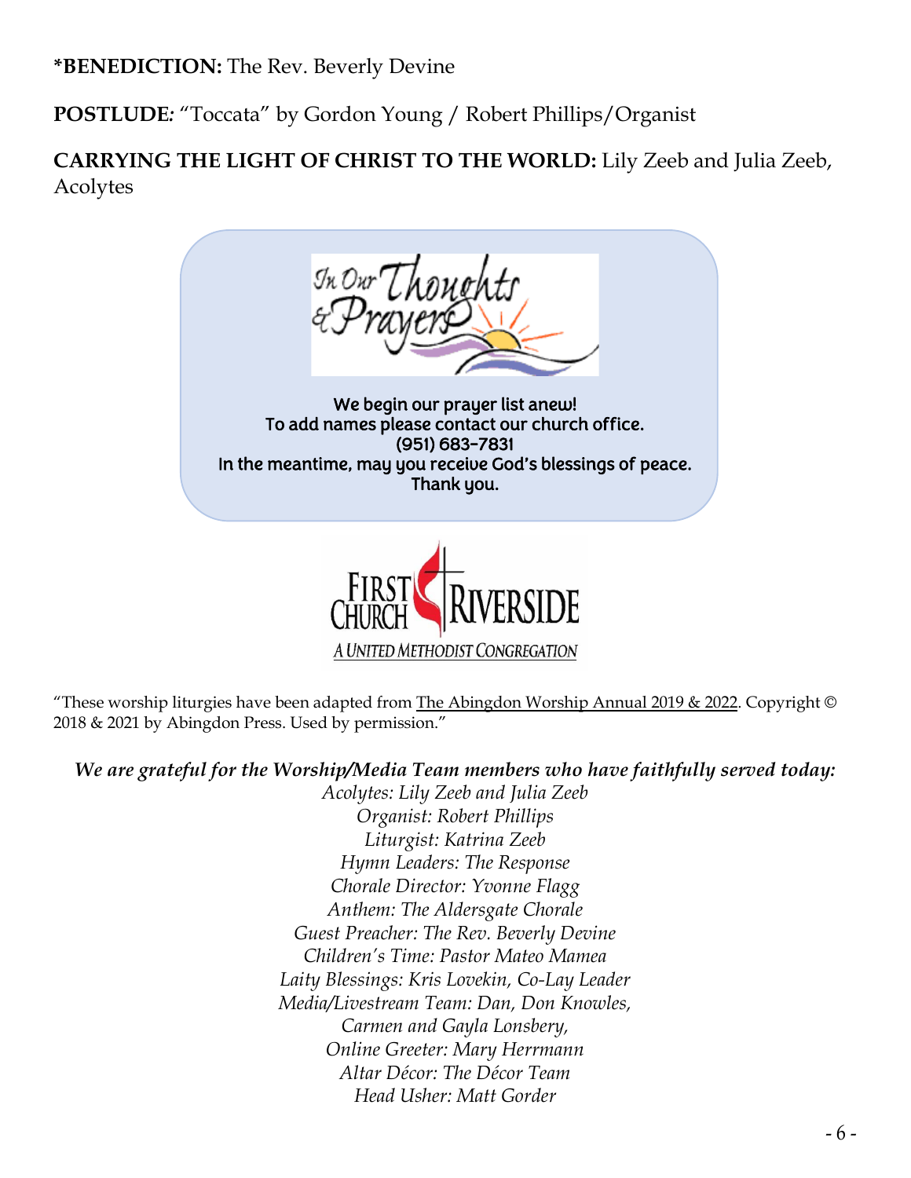***BENEDICTION:** The Rev. Beverly Devine

**POSTLUDE:** "Toccata" by Gordon Young / Robert Phillips/Organist

**CARRYING THE LIGHT OF CHRIST TO THE WORLD:** Lily Zeeb and Julia Zeeb, Acolytes

In Our Thoughts & Prayers

We begin our prayer list anew!
To add names please contact our church office.
(951) 683-7831
In the meantime, may you receive God's blessings of peace.
Thank you.

First Church Riverside
A United Methodist Congregation

"These worship liturgies have been adapted from The Abingdon Worship Annual 2019 & 2022. Copyright © 2018 & 2021 by Abingdon Press. Used by permission."

***We are grateful for the Worship/Media Team members who have faithfully served today:***

*Acolytes: Lily Zeeb and Julia Zeeb*
*Organist: Robert Phillips*
*Liturgist: Katrina Zeeb*
*Hymn Leaders: The Response*
*Chorale Director: Yvonne Flagg*
*Anthem: The Aldersgate Chorale*
*Guest Preacher: The Rev. Beverly Devine*
*Children's Time: Pastor Mateo Mamea*
*Laity Blessings: Kris Lovekin, Co-Lay Leader*
*Media/Livestream Team: Dan, Don Knowles,*
*Carmen and Gayla Lonsbery,*
*Online Greeter: Mary Herrmann*
*Altar Décor: The Décor Team*
*Head Usher: Matt Gorder*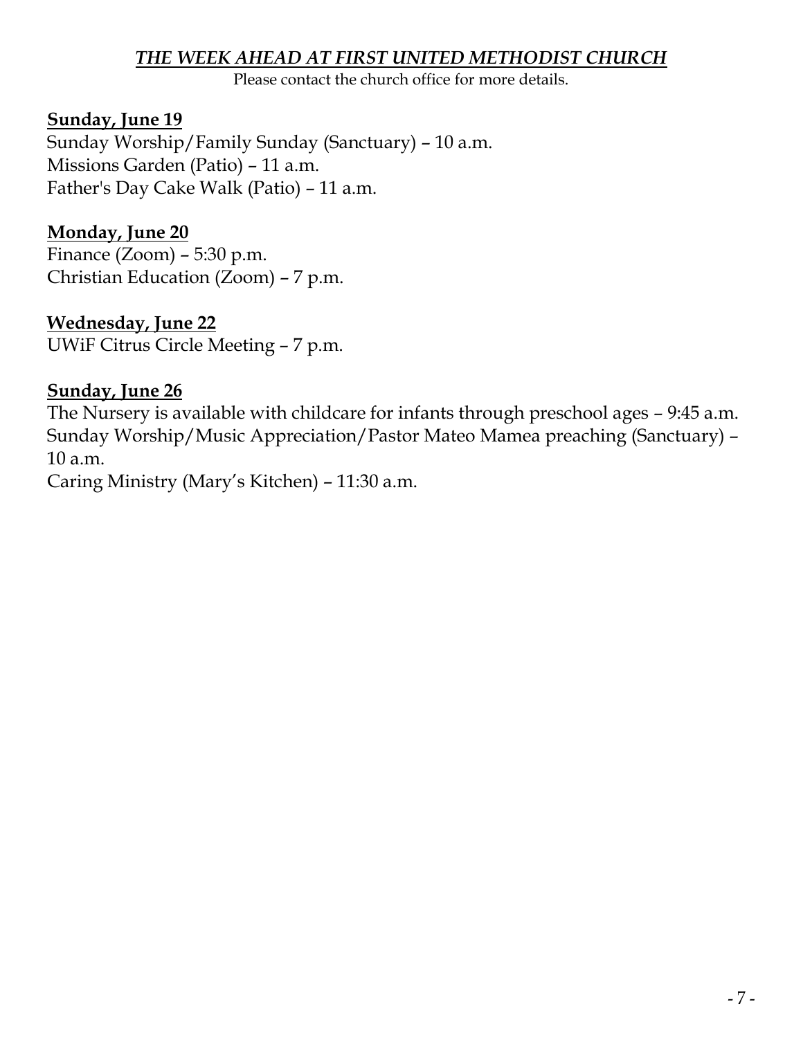## *THE WEEK AHEAD AT FIRST UNITED METHODIST CHURCH*

Please contact the church office for more details.

**Sunday, June 19**

Sunday Worship/Family Sunday (Sanctuary) – 10 a.m.
Missions Garden (Patio) – 11 a.m.
Father's Day Cake Walk (Patio) – 11 a.m.

**Monday, June 20**

Finance (Zoom) – 5:30 p.m.
Christian Education (Zoom) – 7 p.m.

**Wednesday, June 22**

UWiF Citrus Circle Meeting – 7 p.m.

**Sunday, June 26**

The Nursery is available with childcare for infants through preschool ages – 9:45 a.m.
Sunday Worship/Music Appreciation/Pastor Mateo Mamea preaching (Sanctuary) – 10 a.m.
Caring Ministry (Mary's Kitchen) – 11:30 a.m.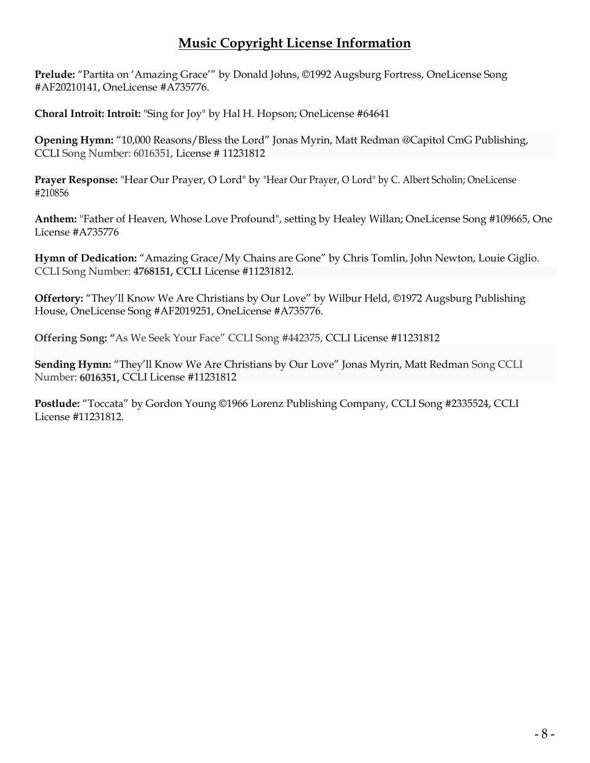## Music Copyright License Information

**Prelude:** "Partita on 'Amazing Grace'" by Donald Johns, ©1992 Augsburg Fortress, OneLicense Song #AF20210141, OneLicense #A735776.

**Choral Introit: Introit:** "Sing for Joy" by Hal H. Hopson; OneLicense #64641

**Opening Hymn:** "10,000 Reasons/Bless the Lord" Jonas Myrin, Matt Redman @Capitol CmG Publishing, CCLI Song Number: 6016351, License # 11231812

**Prayer Response:** "Hear Our Prayer, O Lord" by "Hear Our Prayer, O Lord" by C. Albert Scholin; OneLicense #210856

**Anthem:** "Father of Heaven, Whose Love Profound", setting by Healey Willan; OneLicense Song #109665, One License #A735776

**Hymn of Dedication:** "Amazing Grace/My Chains are Gone" by Chris Tomlin, John Newton, Louie Giglio. CCLI Song Number: **4768151, CCLI** License #11231812.

**Offertory:** "They'll Know We Are Christians by Our Love" by Wilbur Held, ©1972 Augsburg Publishing House, OneLicense Song #AF2019251, OneLicense #A735776.

**Offering Song:** "As We Seek Your Face" CCLI Song #442375, CCLI License #11231812

**Sending Hymn:** "They'll Know We Are Christians by Our Love" Jonas Myrin, Matt Redman Song CCLI Number: **6016351,** CCLI License #11231812

**Postlude:** "Toccata" by Gordon Young ©1966 Lorenz Publishing Company, CCLI Song #2335524, CCLI License #11231812.